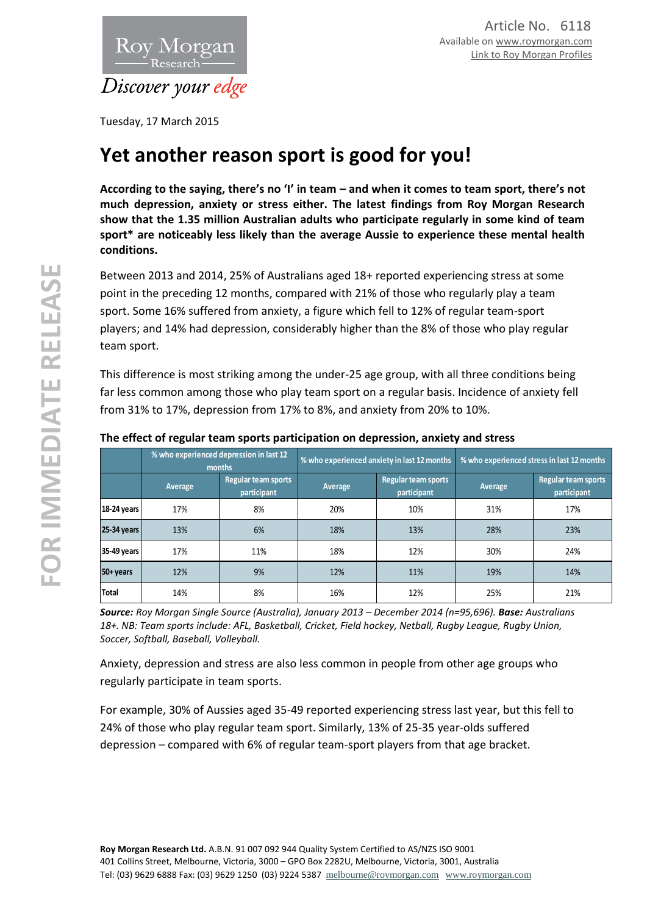Article No. 6118
Available on www.roymorgan.com
Link to Roy Morgan Profiles

Tuesday, 17 March 2015

# Yet another reason sport is good for you!

**According to the saying, there's no 'I' in team – and when it comes to team sport, there's not much depression, anxiety or stress either. The latest findings from Roy Morgan Research show that the 1.35 million Australian adults who participate regularly in some kind of team sport* are noticeably less likely than the average Aussie to experience these mental health conditions.**

Between 2013 and 2014, 25% of Australians aged 18+ reported experiencing stress at some point in the preceding 12 months, compared with 21% of those who regularly play a team sport. Some 16% suffered from anxiety, a figure which fell to 12% of regular team-sport players; and 14% had depression, considerably higher than the 8% of those who play regular team sport.

This difference is most striking among the under-25 age group, with all three conditions being far less common among those who play team sport on a regular basis. Incidence of anxiety fell from 31% to 17%, depression from 17% to 8%, and anxiety from 20% to 10%.

**The effect of regular team sports participation on depression, anxiety and stress**

| | % who experienced depression in last 12 months | | % who experienced anxiety in last 12 months | | % who experienced stress in last 12 months | |
|---|---|---|---|---|---|---|
| | Average | Regular team sports participant | Average | Regular team sports participant | Average | Regular team sports participant |
| 18-24 years | 17% | 8% | 20% | 10% | 31% | 17% |
| 25-34 years | 13% | 6% | 18% | 13% | 28% | 23% |
| 35-49 years | 17% | 11% | 18% | 12% | 30% | 24% |
| 50+ years | 12% | 9% | 12% | 11% | 19% | 14% |
| Total | 14% | 8% | 16% | 12% | 25% | 21% |

***Source:*** *Roy Morgan Single Source (Australia), January 2013 – December 2014 (n=95,696).* ***Base:*** *Australians 18+. NB: Team sports include: AFL, Basketball, Cricket, Field hockey, Netball, Rugby League, Rugby Union, Soccer, Softball, Baseball, Volleyball.*

Anxiety, depression and stress are also less common in people from other age groups who regularly participate in team sports.

For example, 30% of Aussies aged 35-49 reported experiencing stress last year, but this fell to 24% of those who play regular team sport. Similarly, 13% of 25-35 year-olds suffered depression – compared with 6% of regular team-sport players from that age bracket.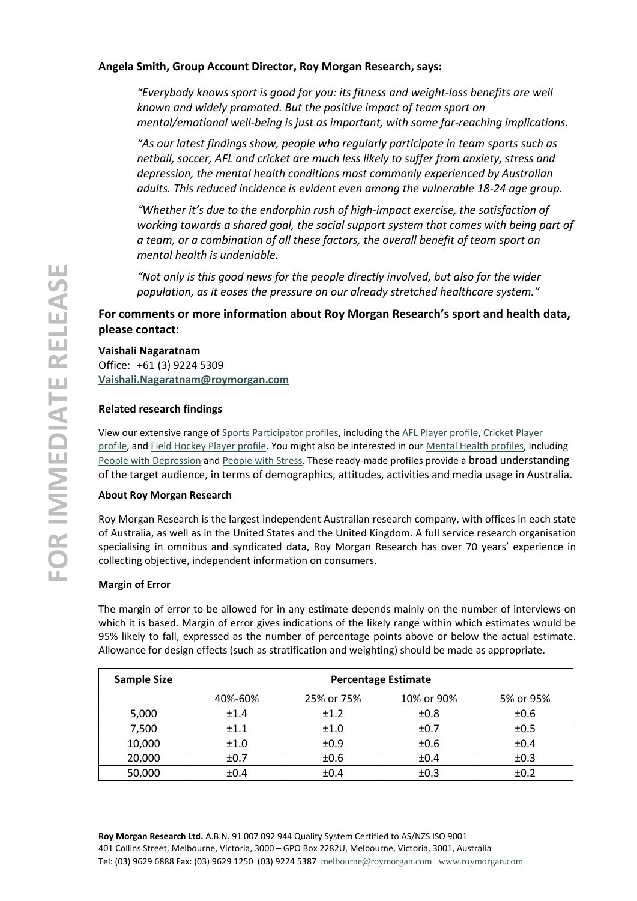**Angela Smith, Group Account Director, Roy Morgan Research, says:**

*"Everybody knows sport is good for you: its fitness and weight-loss benefits are well known and widely promoted. But the positive impact of team sport on mental/emotional well-being is just as important, with some far-reaching implications.*

*"As our latest findings show, people who regularly participate in team sports such as netball, soccer, AFL and cricket are much less likely to suffer from anxiety, stress and depression, the mental health conditions most commonly experienced by Australian adults. This reduced incidence is evident even among the vulnerable 18-24 age group.*

*"Whether it's due to the endorphin rush of high-impact exercise, the satisfaction of working towards a shared goal, the social support system that comes with being part of a team, or a combination of all these factors, the overall benefit of team sport on mental health is undeniable.*

*"Not only is this good news for the people directly involved, but also for the wider population, as it eases the pressure on our already stretched healthcare system."*

### For comments or more information about Roy Morgan Research's sport and health data, please contact:

**Vaishali Nagaratnam**
Office: +61 (3) 9224 5309
**Vaishali.Nagaratnam@roymorgan.com**

#### Related research findings

View our extensive range of Sports Participator profiles, including the AFL Player profile, Cricket Player profile, and Field Hockey Player profile. You might also be interested in our Mental Health profiles, including People with Depression and People with Stress. These ready-made profiles provide a broad understanding of the target audience, in terms of demographics, attitudes, activities and media usage in Australia.

#### About Roy Morgan Research

Roy Morgan Research is the largest independent Australian research company, with offices in each state of Australia, as well as in the United States and the United Kingdom. A full service research organisation specialising in omnibus and syndicated data, Roy Morgan Research has over 70 years' experience in collecting objective, independent information on consumers.

#### Margin of Error

The margin of error to be allowed for in any estimate depends mainly on the number of interviews on which it is based. Margin of error gives indications of the likely range within which estimates would be 95% likely to fall, expressed as the number of percentage points above or below the actual estimate. Allowance for design effects (such as stratification and weighting) should be made as appropriate.

| Sample Size | Percentage Estimate | | | |
|---|---|---|---|---|
| | 40%-60% | 25% or 75% | 10% or 90% | 5% or 95% |
| 5,000 | ±1.4 | ±1.2 | ±0.8 | ±0.6 |
| 7,500 | ±1.1 | ±1.0 | ±0.7 | ±0.5 |
| 10,000 | ±1.0 | ±0.9 | ±0.6 | ±0.4 |
| 20,000 | ±0.7 | ±0.6 | ±0.4 | ±0.3 |
| 50,000 | ±0.4 | ±0.4 | ±0.3 | ±0.2 |

**Roy Morgan Research Ltd.** A.B.N. 91 007 092 944 Quality System Certified to AS/NZS ISO 9001
401 Collins Street, Melbourne, Victoria, 3000 – GPO Box 2282U, Melbourne, Victoria, 3001, Australia
Tel: (03) 9629 6888 Fax: (03) 9629 1250 (03) 9224 5387 melbourne@roymorgan.com www.roymorgan.com